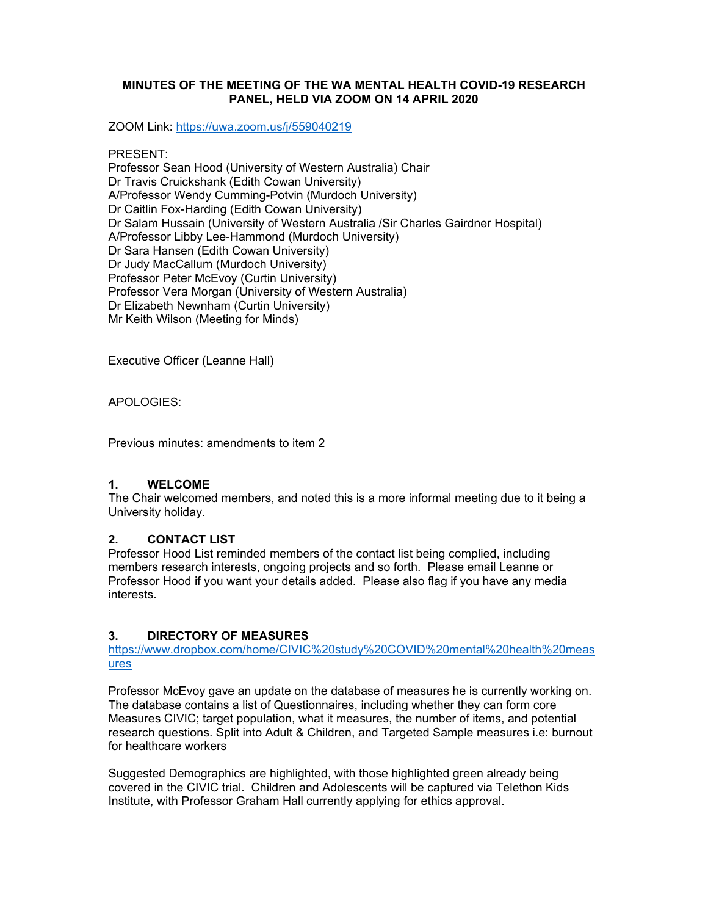**MINUTES OF THE MEETING OF THE WA MENTAL HEALTH COVID-19 RESEARCH PANEL, HELD VIA ZOOM ON 14 APRIL 2020**

ZOOM Link: https://uwa.zoom.us/j/559040219

PRESENT:
Professor Sean Hood (University of Western Australia) Chair
Dr Travis Cruickshank (Edith Cowan University)
A/Professor Wendy Cumming-Potvin (Murdoch University)
Dr Caitlin Fox-Harding (Edith Cowan University)
Dr Salam Hussain (University of Western Australia /Sir Charles Gairdner Hospital)
A/Professor Libby Lee-Hammond (Murdoch University)
Dr Sara Hansen (Edith Cowan University)
Dr Judy MacCallum (Murdoch University)
Professor Peter McEvoy (Curtin University)
Professor Vera Morgan (University of Western Australia)
Dr Elizabeth Newnham (Curtin University)
Mr Keith Wilson (Meeting for Minds)

Executive Officer (Leanne Hall)

APOLOGIES:

Previous minutes: amendments to item 2

## 1. WELCOME

The Chair welcomed members, and noted this is a more informal meeting due to it being a University holiday.

## 2. CONTACT LIST

Professor Hood List reminded members of the contact list being complied, including members research interests, ongoing projects and so forth. Please email Leanne or Professor Hood if you want your details added. Please also flag if you have any media interests.

## 3. DIRECTORY OF MEASURES

https://www.dropbox.com/home/CIVIC%20study%20COVID%20mental%20health%20measures

Professor McEvoy gave an update on the database of measures he is currently working on. The database contains a list of Questionnaires, including whether they can form core Measures CIVIC; target population, what it measures, the number of items, and potential research questions. Split into Adult & Children, and Targeted Sample measures i.e: burnout for healthcare workers

Suggested Demographics are highlighted, with those highlighted green already being covered in the CIVIC trial. Children and Adolescents will be captured via Telethon Kids Institute, with Professor Graham Hall currently applying for ethics approval.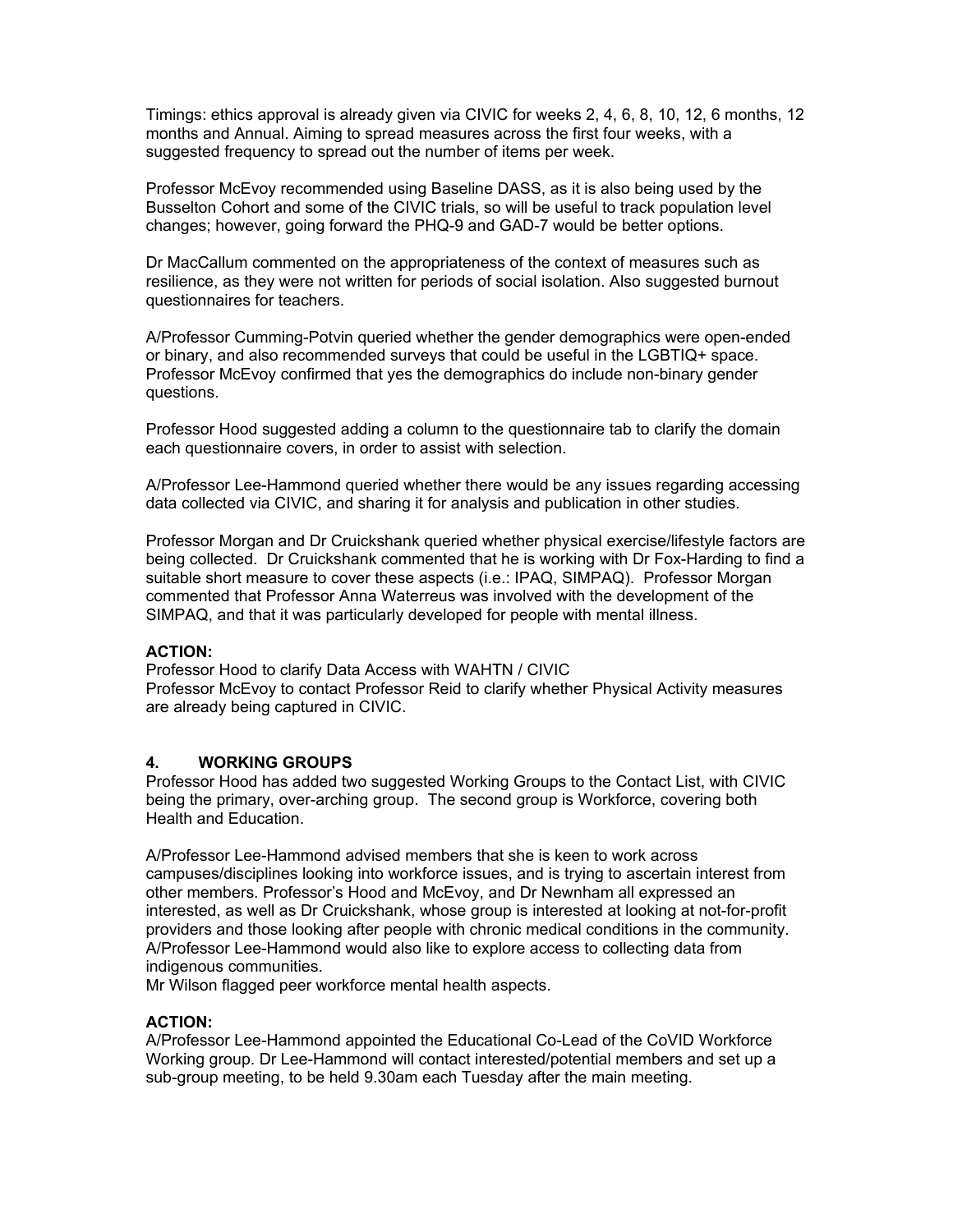Timings: ethics approval is already given via CIVIC for weeks 2, 4, 6, 8, 10, 12, 6 months, 12 months and Annual. Aiming to spread measures across the first four weeks, with a suggested frequency to spread out the number of items per week.

Professor McEvoy recommended using Baseline DASS, as it is also being used by the Busselton Cohort and some of the CIVIC trials, so will be useful to track population level changes; however, going forward the PHQ-9 and GAD-7 would be better options.

Dr MacCallum commented on the appropriateness of the context of measures such as resilience, as they were not written for periods of social isolation. Also suggested burnout questionnaires for teachers.

A/Professor Cumming-Potvin queried whether the gender demographics were open-ended or binary, and also recommended surveys that could be useful in the LGBTIQ+ space. Professor McEvoy confirmed that yes the demographics do include non-binary gender questions.

Professor Hood suggested adding a column to the questionnaire tab to clarify the domain each questionnaire covers, in order to assist with selection.

A/Professor Lee-Hammond queried whether there would be any issues regarding accessing data collected via CIVIC, and sharing it for analysis and publication in other studies.

Professor Morgan and Dr Cruickshank queried whether physical exercise/lifestyle factors are being collected. Dr Cruickshank commented that he is working with Dr Fox-Harding to find a suitable short measure to cover these aspects (i.e.: IPAQ, SIMPAQ). Professor Morgan commented that Professor Anna Waterreus was involved with the development of the SIMPAQ, and that it was particularly developed for people with mental illness.

**ACTION:**
Professor Hood to clarify Data Access with WAHTN / CIVIC
Professor McEvoy to contact Professor Reid to clarify whether Physical Activity measures are already being captured in CIVIC.

## 4. WORKING GROUPS

Professor Hood has added two suggested Working Groups to the Contact List, with CIVIC being the primary, over-arching group. The second group is Workforce, covering both Health and Education.

A/Professor Lee-Hammond advised members that she is keen to work across campuses/disciplines looking into workforce issues, and is trying to ascertain interest from other members. Professor's Hood and McEvoy, and Dr Newnham all expressed an interested, as well as Dr Cruickshank, whose group is interested at looking at not-for-profit providers and those looking after people with chronic medical conditions in the community. A/Professor Lee-Hammond would also like to explore access to collecting data from indigenous communities.
Mr Wilson flagged peer workforce mental health aspects.

**ACTION:**
A/Professor Lee-Hammond appointed the Educational Co-Lead of the CoVID Workforce Working group. Dr Lee-Hammond will contact interested/potential members and set up a sub-group meeting, to be held 9.30am each Tuesday after the main meeting.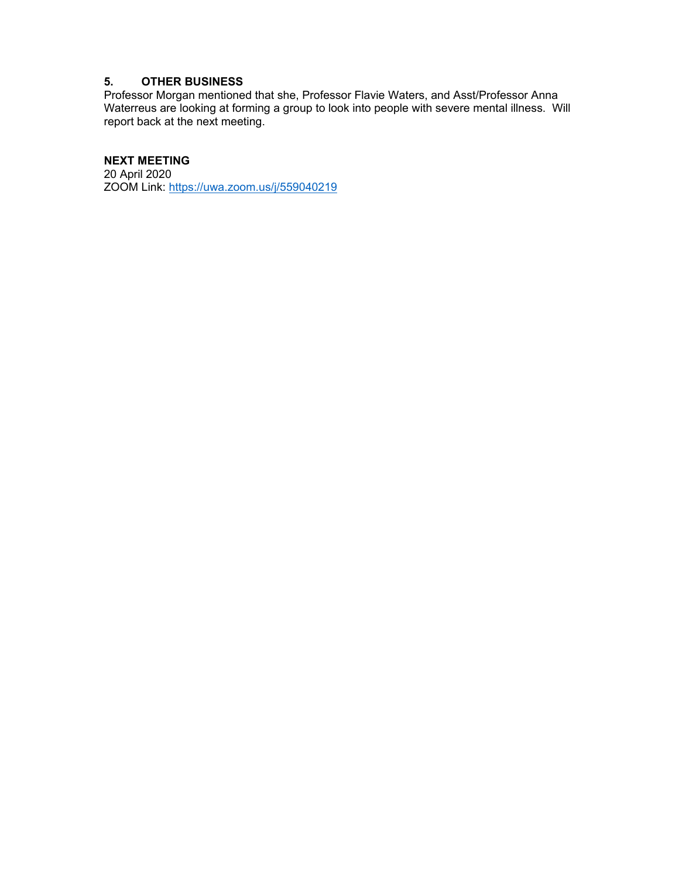## 5. OTHER BUSINESS

Professor Morgan mentioned that she, Professor Flavie Waters, and Asst/Professor Anna Waterreus are looking at forming a group to look into people with severe mental illness. Will report back at the next meeting.

**NEXT MEETING**

20 April 2020

ZOOM Link: https://uwa.zoom.us/j/559040219